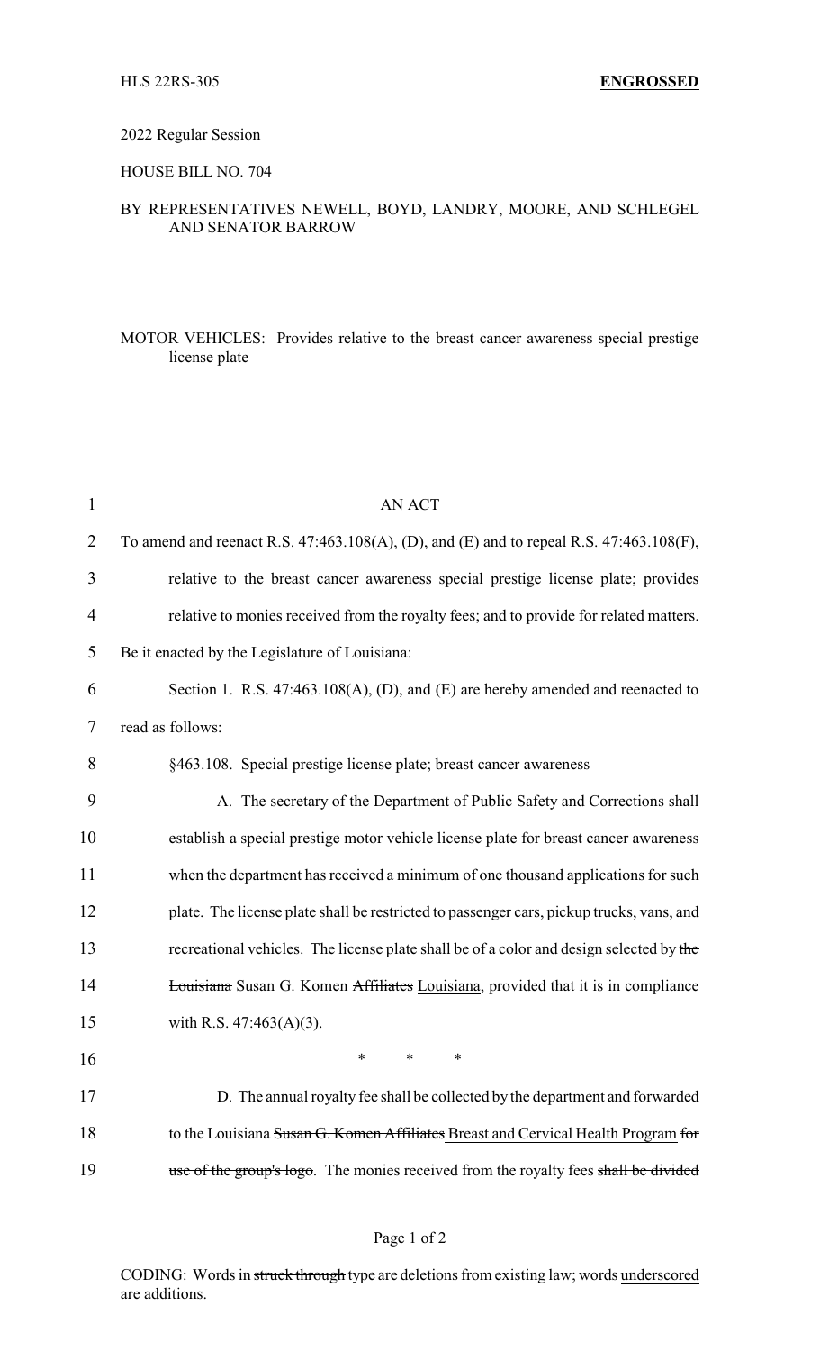HLS 22RS-305 **ENGROSSED**

2022 Regular Session

HOUSE BILL NO. 704

BY REPRESENTATIVES NEWELL, BOYD, LANDRY, MOORE, AND SCHLEGEL AND SENATOR BARROW

MOTOR VEHICLES: Provides relative to the breast cancer awareness special prestige license plate

AN ACT

To amend and reenact R.S. 47:463.108(A), (D), and (E) and to repeal R.S. 47:463.108(F), relative to the breast cancer awareness special prestige license plate; provides relative to monies received from the royalty fees; and to provide for related matters.

Be it enacted by the Legislature of Louisiana:

Section 1. R.S. 47:463.108(A), (D), and (E) are hereby amended and reenacted to read as follows:

§463.108. Special prestige license plate; breast cancer awareness

A. The secretary of the Department of Public Safety and Corrections shall establish a special prestige motor vehicle license plate for breast cancer awareness when the department has received a minimum of one thousand applications for such plate. The license plate shall be restricted to passenger cars, pickup trucks, vans, and recreational vehicles. The license plate shall be of a color and design selected by ~~the Louisiana~~ Susan G. Komen ~~Affiliates~~ Louisiana, provided that it is in compliance with R.S. 47:463(A)(3).

\* \* \*

D. The annual royalty fee shall be collected by the department and forwarded to the Louisiana ~~Susan G. Komen Affiliates~~ Breast and Cervical Health Program ~~for use of the group's logo~~. The monies received from the royalty fees ~~shall be divided~~

CODING: Words in ~~struck through~~ type are deletions from existing law; words underscored are additions.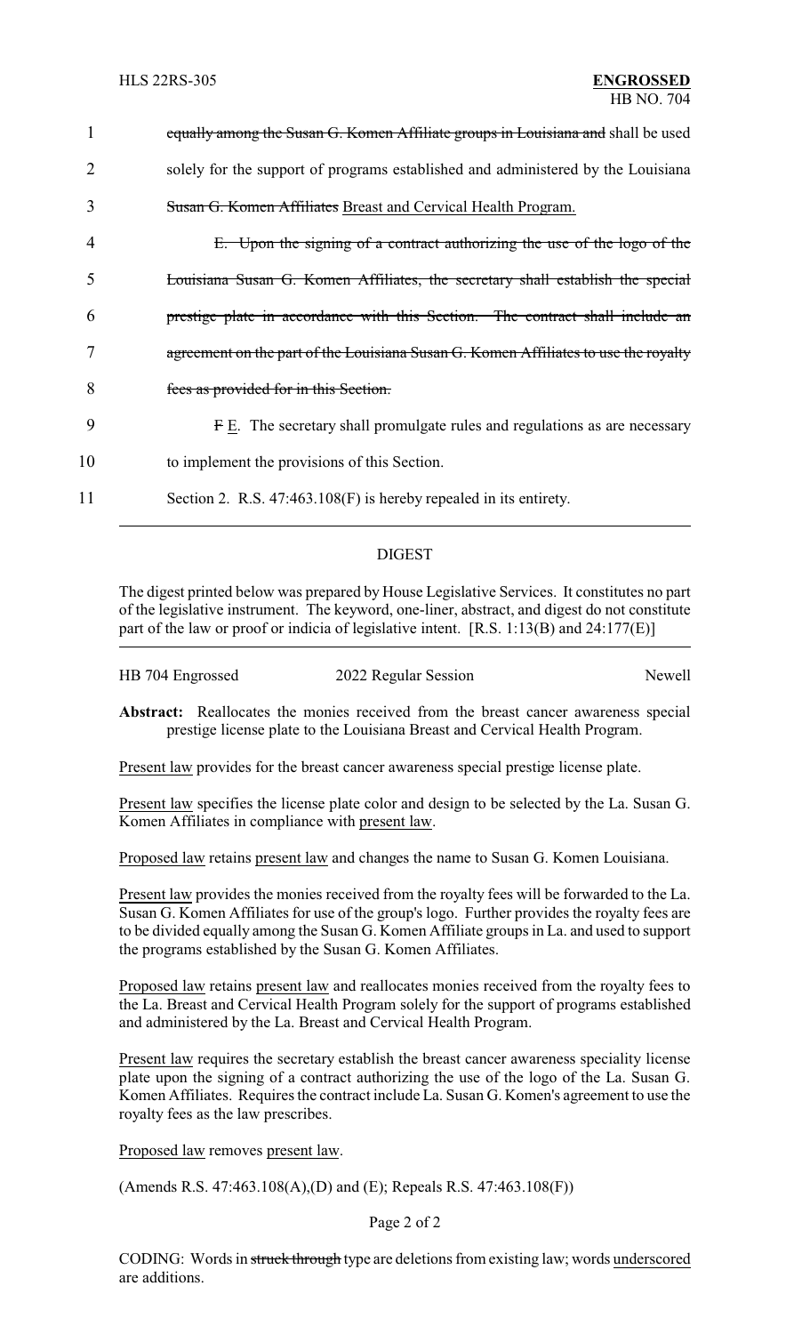1 ~~equally among the Susan G. Komen Affiliate groups in Louisiana and~~ shall be used

2 solely for the support of programs established and administered by the Louisiana

3 ~~Susan G. Komen Affiliates~~ Breast and Cervical Health Program.

4 ~~E. Upon the signing of a contract authorizing the use of the logo of the~~

5 ~~Louisiana Susan G. Komen Affiliates, the secretary shall establish the special~~

6 ~~prestige plate in accordance with this Section. The contract shall include an~~

7 ~~agreement on the part of the Louisiana Susan G. Komen Affiliates to use the royalty~~

8 ~~fees as provided for in this Section.~~

9 ~~F~~ E. The secretary shall promulgate rules and regulations as are necessary

10 to implement the provisions of this Section.

11 Section 2. R.S. 47:463.108(F) is hereby repealed in its entirety.

## DIGEST

The digest printed below was prepared by House Legislative Services. It constitutes no part of the legislative instrument. The keyword, one-liner, abstract, and digest do not constitute part of the law or proof or indicia of legislative intent. [R.S. 1:13(B) and 24:177(E)]

HB 704 Engrossed 2022 Regular Session Newell

**Abstract:** Reallocates the monies received from the breast cancer awareness special prestige license plate to the Louisiana Breast and Cervical Health Program.

Present law provides for the breast cancer awareness special prestige license plate.

Present law specifies the license plate color and design to be selected by the La. Susan G. Komen Affiliates in compliance with present law.

Proposed law retains present law and changes the name to Susan G. Komen Louisiana.

Present law provides the monies received from the royalty fees will be forwarded to the La. Susan G. Komen Affiliates for use of the group's logo. Further provides the royalty fees are to be divided equally among the Susan G. Komen Affiliate groups in La. and used to support the programs established by the Susan G. Komen Affiliates.

Proposed law retains present law and reallocates monies received from the royalty fees to the La. Breast and Cervical Health Program solely for the support of programs established and administered by the La. Breast and Cervical Health Program.

Present law requires the secretary establish the breast cancer awareness speciality license plate upon the signing of a contract authorizing the use of the logo of the La. Susan G. Komen Affiliates. Requires the contract include La. Susan G. Komen's agreement to use the royalty fees as the law prescribes.

Proposed law removes present law.

(Amends R.S. 47:463.108(A),(D) and (E); Repeals R.S. 47:463.108(F))

CODING: Words in ~~struck through~~ type are deletions from existing law; words underscored are additions.